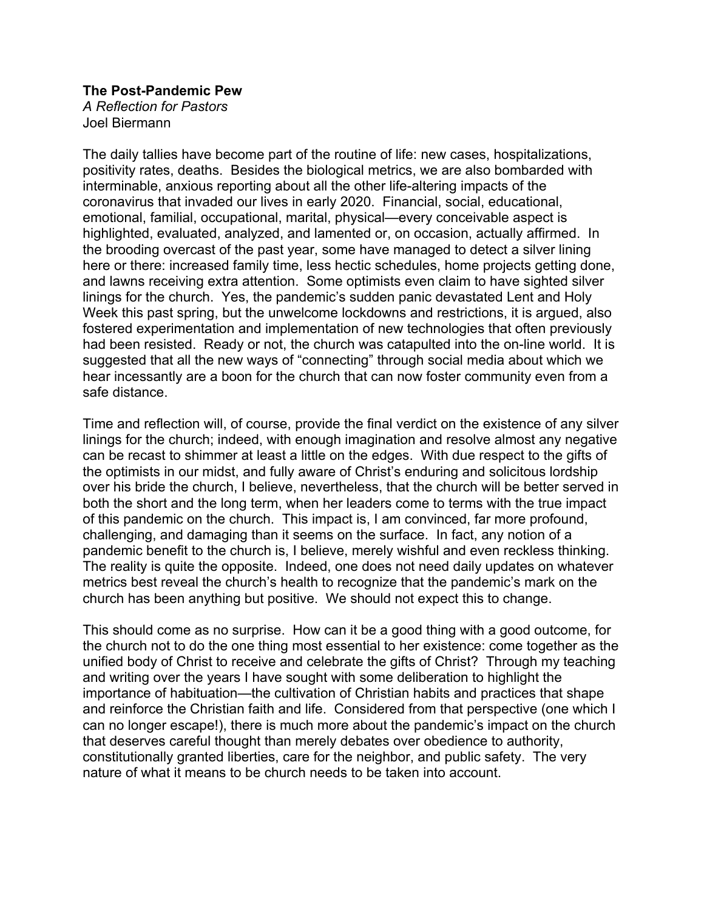**The Post-Pandemic Pew**
*A Reflection for Pastors*
Joel Biermann

The daily tallies have become part of the routine of life: new cases, hospitalizations, positivity rates, deaths. Besides the biological metrics, we are also bombarded with interminable, anxious reporting about all the other life-altering impacts of the coronavirus that invaded our lives in early 2020. Financial, social, educational, emotional, familial, occupational, marital, physical—every conceivable aspect is highlighted, evaluated, analyzed, and lamented or, on occasion, actually affirmed. In the brooding overcast of the past year, some have managed to detect a silver lining here or there: increased family time, less hectic schedules, home projects getting done, and lawns receiving extra attention. Some optimists even claim to have sighted silver linings for the church. Yes, the pandemic's sudden panic devastated Lent and Holy Week this past spring, but the unwelcome lockdowns and restrictions, it is argued, also fostered experimentation and implementation of new technologies that often previously had been resisted. Ready or not, the church was catapulted into the on-line world. It is suggested that all the new ways of "connecting" through social media about which we hear incessantly are a boon for the church that can now foster community even from a safe distance.

Time and reflection will, of course, provide the final verdict on the existence of any silver linings for the church; indeed, with enough imagination and resolve almost any negative can be recast to shimmer at least a little on the edges. With due respect to the gifts of the optimists in our midst, and fully aware of Christ's enduring and solicitous lordship over his bride the church, I believe, nevertheless, that the church will be better served in both the short and the long term, when her leaders come to terms with the true impact of this pandemic on the church. This impact is, I am convinced, far more profound, challenging, and damaging than it seems on the surface. In fact, any notion of a pandemic benefit to the church is, I believe, merely wishful and even reckless thinking. The reality is quite the opposite. Indeed, one does not need daily updates on whatever metrics best reveal the church's health to recognize that the pandemic's mark on the church has been anything but positive. We should not expect this to change.

This should come as no surprise. How can it be a good thing with a good outcome, for the church not to do the one thing most essential to her existence: come together as the unified body of Christ to receive and celebrate the gifts of Christ? Through my teaching and writing over the years I have sought with some deliberation to highlight the importance of habituation—the cultivation of Christian habits and practices that shape and reinforce the Christian faith and life. Considered from that perspective (one which I can no longer escape!), there is much more about the pandemic's impact on the church that deserves careful thought than merely debates over obedience to authority, constitutionally granted liberties, care for the neighbor, and public safety. The very nature of what it means to be church needs to be taken into account.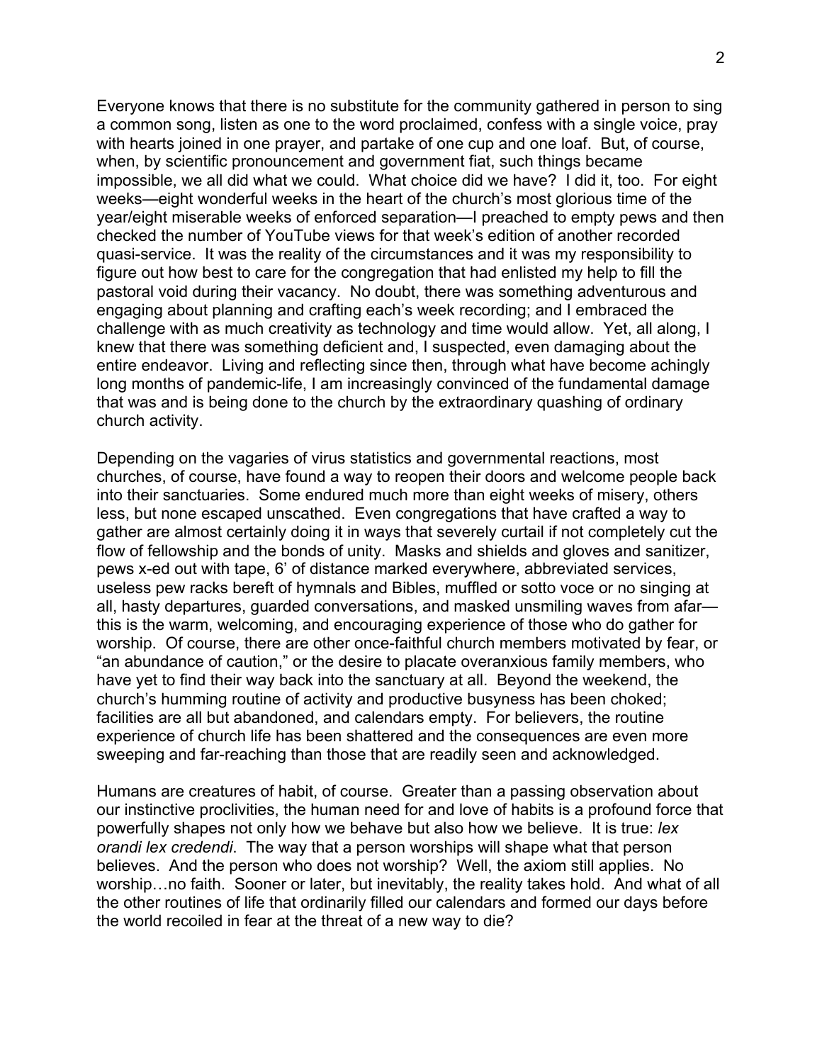Everyone knows that there is no substitute for the community gathered in person to sing a common song, listen as one to the word proclaimed, confess with a single voice, pray with hearts joined in one prayer, and partake of one cup and one loaf. But, of course, when, by scientific pronouncement and government fiat, such things became impossible, we all did what we could. What choice did we have? I did it, too. For eight weeks—eight wonderful weeks in the heart of the church's most glorious time of the year/eight miserable weeks of enforced separation—I preached to empty pews and then checked the number of YouTube views for that week's edition of another recorded quasi-service. It was the reality of the circumstances and it was my responsibility to figure out how best to care for the congregation that had enlisted my help to fill the pastoral void during their vacancy. No doubt, there was something adventurous and engaging about planning and crafting each's week recording; and I embraced the challenge with as much creativity as technology and time would allow. Yet, all along, I knew that there was something deficient and, I suspected, even damaging about the entire endeavor. Living and reflecting since then, through what have become achingly long months of pandemic-life, I am increasingly convinced of the fundamental damage that was and is being done to the church by the extraordinary quashing of ordinary church activity.

Depending on the vagaries of virus statistics and governmental reactions, most churches, of course, have found a way to reopen their doors and welcome people back into their sanctuaries. Some endured much more than eight weeks of misery, others less, but none escaped unscathed. Even congregations that have crafted a way to gather are almost certainly doing it in ways that severely curtail if not completely cut the flow of fellowship and the bonds of unity. Masks and shields and gloves and sanitizer, pews x-ed out with tape, 6' of distance marked everywhere, abbreviated services, useless pew racks bereft of hymnals and Bibles, muffled or sotto voce or no singing at all, hasty departures, guarded conversations, and masked unsmiling waves from afar—this is the warm, welcoming, and encouraging experience of those who do gather for worship. Of course, there are other once-faithful church members motivated by fear, or "an abundance of caution," or the desire to placate overanxious family members, who have yet to find their way back into the sanctuary at all. Beyond the weekend, the church's humming routine of activity and productive busyness has been choked; facilities are all but abandoned, and calendars empty. For believers, the routine experience of church life has been shattered and the consequences are even more sweeping and far-reaching than those that are readily seen and acknowledged.

Humans are creatures of habit, of course. Greater than a passing observation about our instinctive proclivities, the human need for and love of habits is a profound force that powerfully shapes not only how we behave but also how we believe. It is true: *lex orandi lex credendi*. The way that a person worships will shape what that person believes. And the person who does not worship? Well, the axiom still applies. No worship…no faith. Sooner or later, but inevitably, the reality takes hold. And what of all the other routines of life that ordinarily filled our calendars and formed our days before the world recoiled in fear at the threat of a new way to die?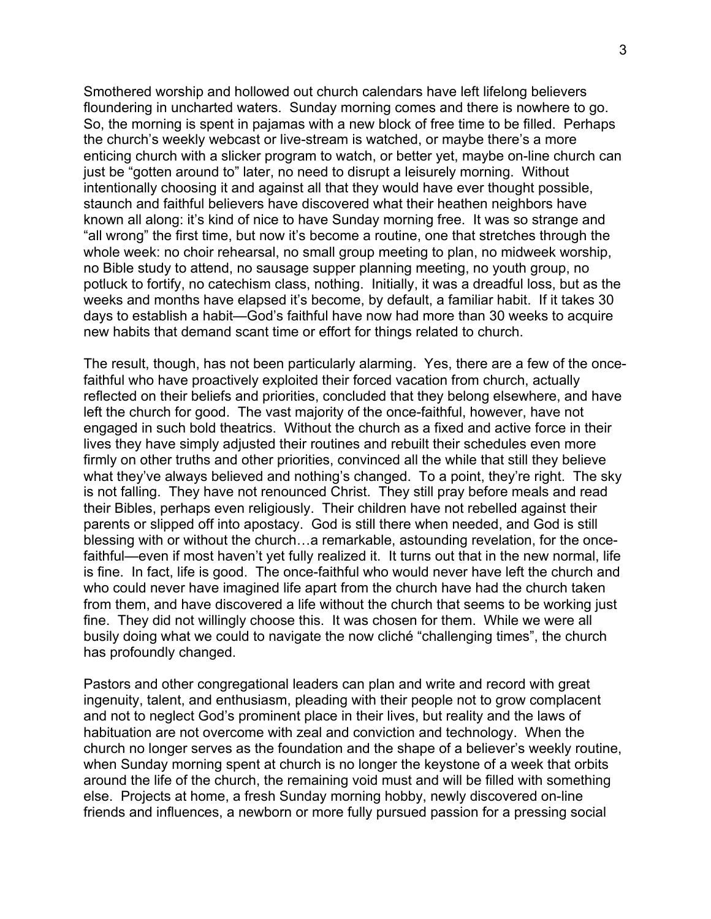Smothered worship and hollowed out church calendars have left lifelong believers floundering in uncharted waters. Sunday morning comes and there is nowhere to go. So, the morning is spent in pajamas with a new block of free time to be filled. Perhaps the church's weekly webcast or live-stream is watched, or maybe there's a more enticing church with a slicker program to watch, or better yet, maybe on-line church can just be "gotten around to" later, no need to disrupt a leisurely morning. Without intentionally choosing it and against all that they would have ever thought possible, staunch and faithful believers have discovered what their heathen neighbors have known all along: it's kind of nice to have Sunday morning free. It was so strange and "all wrong" the first time, but now it's become a routine, one that stretches through the whole week: no choir rehearsal, no small group meeting to plan, no midweek worship, no Bible study to attend, no sausage supper planning meeting, no youth group, no potluck to fortify, no catechism class, nothing. Initially, it was a dreadful loss, but as the weeks and months have elapsed it's become, by default, a familiar habit. If it takes 30 days to establish a habit—God's faithful have now had more than 30 weeks to acquire new habits that demand scant time or effort for things related to church.

The result, though, has not been particularly alarming. Yes, there are a few of the once-faithful who have proactively exploited their forced vacation from church, actually reflected on their beliefs and priorities, concluded that they belong elsewhere, and have left the church for good. The vast majority of the once-faithful, however, have not engaged in such bold theatrics. Without the church as a fixed and active force in their lives they have simply adjusted their routines and rebuilt their schedules even more firmly on other truths and other priorities, convinced all the while that still they believe what they've always believed and nothing's changed. To a point, they're right. The sky is not falling. They have not renounced Christ. They still pray before meals and read their Bibles, perhaps even religiously. Their children have not rebelled against their parents or slipped off into apostacy. God is still there when needed, and God is still blessing with or without the church…a remarkable, astounding revelation, for the once-faithful—even if most haven't yet fully realized it. It turns out that in the new normal, life is fine. In fact, life is good. The once-faithful who would never have left the church and who could never have imagined life apart from the church have had the church taken from them, and have discovered a life without the church that seems to be working just fine. They did not willingly choose this. It was chosen for them. While we were all busily doing what we could to navigate the now cliché "challenging times", the church has profoundly changed.

Pastors and other congregational leaders can plan and write and record with great ingenuity, talent, and enthusiasm, pleading with their people not to grow complacent and not to neglect God's prominent place in their lives, but reality and the laws of habituation are not overcome with zeal and conviction and technology. When the church no longer serves as the foundation and the shape of a believer's weekly routine, when Sunday morning spent at church is no longer the keystone of a week that orbits around the life of the church, the remaining void must and will be filled with something else. Projects at home, a fresh Sunday morning hobby, newly discovered on-line friends and influences, a newborn or more fully pursued passion for a pressing social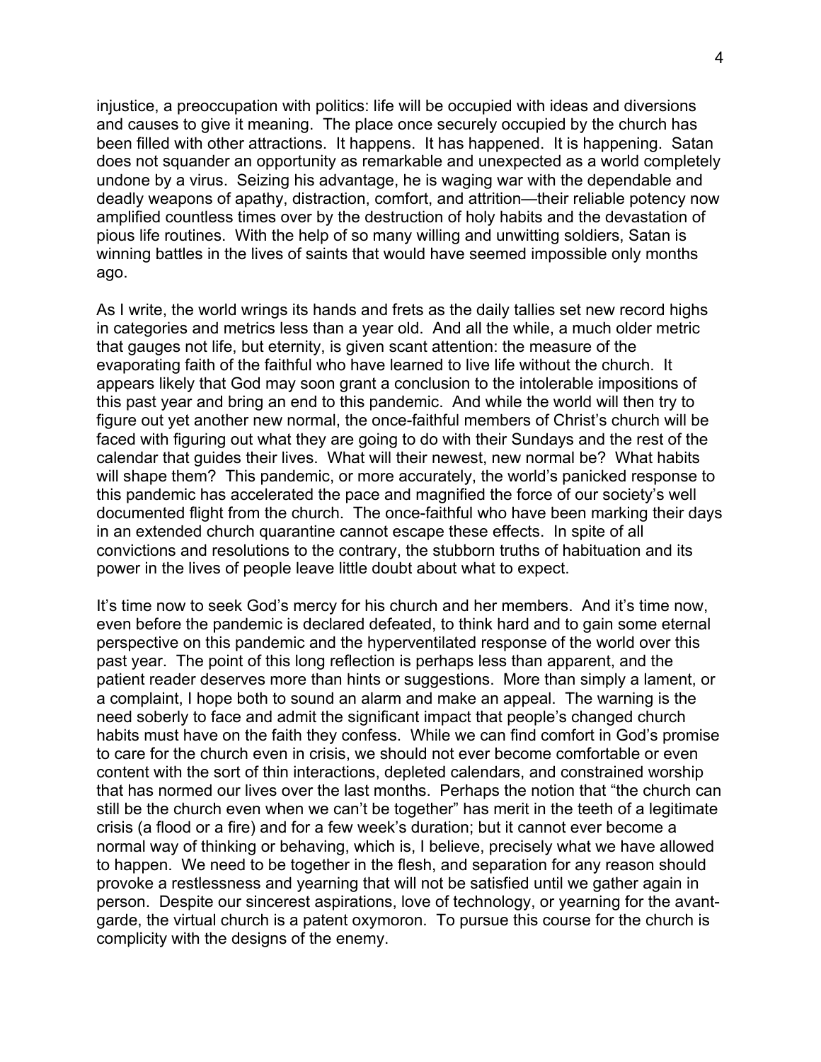injustice, a preoccupation with politics: life will be occupied with ideas and diversions and causes to give it meaning. The place once securely occupied by the church has been filled with other attractions. It happens. It has happened. It is happening. Satan does not squander an opportunity as remarkable and unexpected as a world completely undone by a virus. Seizing his advantage, he is waging war with the dependable and deadly weapons of apathy, distraction, comfort, and attrition—their reliable potency now amplified countless times over by the destruction of holy habits and the devastation of pious life routines. With the help of so many willing and unwitting soldiers, Satan is winning battles in the lives of saints that would have seemed impossible only months ago.

As I write, the world wrings its hands and frets as the daily tallies set new record highs in categories and metrics less than a year old. And all the while, a much older metric that gauges not life, but eternity, is given scant attention: the measure of the evaporating faith of the faithful who have learned to live life without the church. It appears likely that God may soon grant a conclusion to the intolerable impositions of this past year and bring an end to this pandemic. And while the world will then try to figure out yet another new normal, the once-faithful members of Christ's church will be faced with figuring out what they are going to do with their Sundays and the rest of the calendar that guides their lives. What will their newest, new normal be? What habits will shape them? This pandemic, or more accurately, the world's panicked response to this pandemic has accelerated the pace and magnified the force of our society's well documented flight from the church. The once-faithful who have been marking their days in an extended church quarantine cannot escape these effects. In spite of all convictions and resolutions to the contrary, the stubborn truths of habituation and its power in the lives of people leave little doubt about what to expect.

It's time now to seek God's mercy for his church and her members. And it's time now, even before the pandemic is declared defeated, to think hard and to gain some eternal perspective on this pandemic and the hyperventilated response of the world over this past year. The point of this long reflection is perhaps less than apparent, and the patient reader deserves more than hints or suggestions. More than simply a lament, or a complaint, I hope both to sound an alarm and make an appeal. The warning is the need soberly to face and admit the significant impact that people's changed church habits must have on the faith they confess. While we can find comfort in God's promise to care for the church even in crisis, we should not ever become comfortable or even content with the sort of thin interactions, depleted calendars, and constrained worship that has normed our lives over the last months. Perhaps the notion that "the church can still be the church even when we can't be together" has merit in the teeth of a legitimate crisis (a flood or a fire) and for a few week's duration; but it cannot ever become a normal way of thinking or behaving, which is, I believe, precisely what we have allowed to happen. We need to be together in the flesh, and separation for any reason should provoke a restlessness and yearning that will not be satisfied until we gather again in person. Despite our sincerest aspirations, love of technology, or yearning for the avant-garde, the virtual church is a patent oxymoron. To pursue this course for the church is complicity with the designs of the enemy.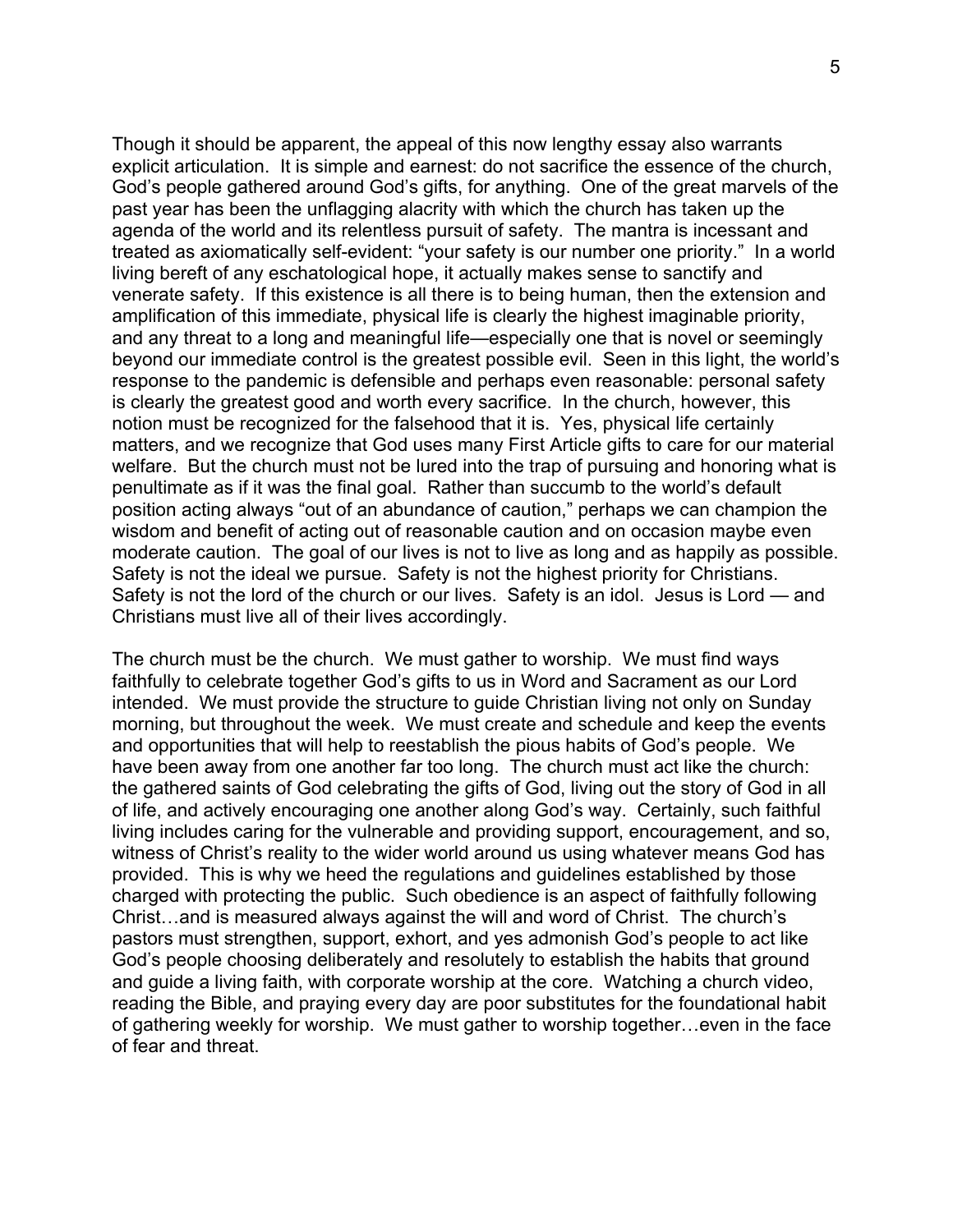Though it should be apparent, the appeal of this now lengthy essay also warrants explicit articulation. It is simple and earnest: do not sacrifice the essence of the church, God's people gathered around God's gifts, for anything. One of the great marvels of the past year has been the unflagging alacrity with which the church has taken up the agenda of the world and its relentless pursuit of safety. The mantra is incessant and treated as axiomatically self-evident: "your safety is our number one priority." In a world living bereft of any eschatological hope, it actually makes sense to sanctify and venerate safety. If this existence is all there is to being human, then the extension and amplification of this immediate, physical life is clearly the highest imaginable priority, and any threat to a long and meaningful life—especially one that is novel or seemingly beyond our immediate control is the greatest possible evil. Seen in this light, the world's response to the pandemic is defensible and perhaps even reasonable: personal safety is clearly the greatest good and worth every sacrifice. In the church, however, this notion must be recognized for the falsehood that it is. Yes, physical life certainly matters, and we recognize that God uses many First Article gifts to care for our material welfare. But the church must not be lured into the trap of pursuing and honoring what is penultimate as if it was the final goal. Rather than succumb to the world's default position acting always "out of an abundance of caution," perhaps we can champion the wisdom and benefit of acting out of reasonable caution and on occasion maybe even moderate caution. The goal of our lives is not to live as long and as happily as possible. Safety is not the ideal we pursue. Safety is not the highest priority for Christians. Safety is not the lord of the church or our lives. Safety is an idol. Jesus is Lord — and Christians must live all of their lives accordingly.

The church must be the church. We must gather to worship. We must find ways faithfully to celebrate together God's gifts to us in Word and Sacrament as our Lord intended. We must provide the structure to guide Christian living not only on Sunday morning, but throughout the week. We must create and schedule and keep the events and opportunities that will help to reestablish the pious habits of God's people. We have been away from one another far too long. The church must act like the church: the gathered saints of God celebrating the gifts of God, living out the story of God in all of life, and actively encouraging one another along God's way. Certainly, such faithful living includes caring for the vulnerable and providing support, encouragement, and so, witness of Christ's reality to the wider world around us using whatever means God has provided. This is why we heed the regulations and guidelines established by those charged with protecting the public. Such obedience is an aspect of faithfully following Christ…and is measured always against the will and word of Christ. The church's pastors must strengthen, support, exhort, and yes admonish God's people to act like God's people choosing deliberately and resolutely to establish the habits that ground and guide a living faith, with corporate worship at the core. Watching a church video, reading the Bible, and praying every day are poor substitutes for the foundational habit of gathering weekly for worship. We must gather to worship together…even in the face of fear and threat.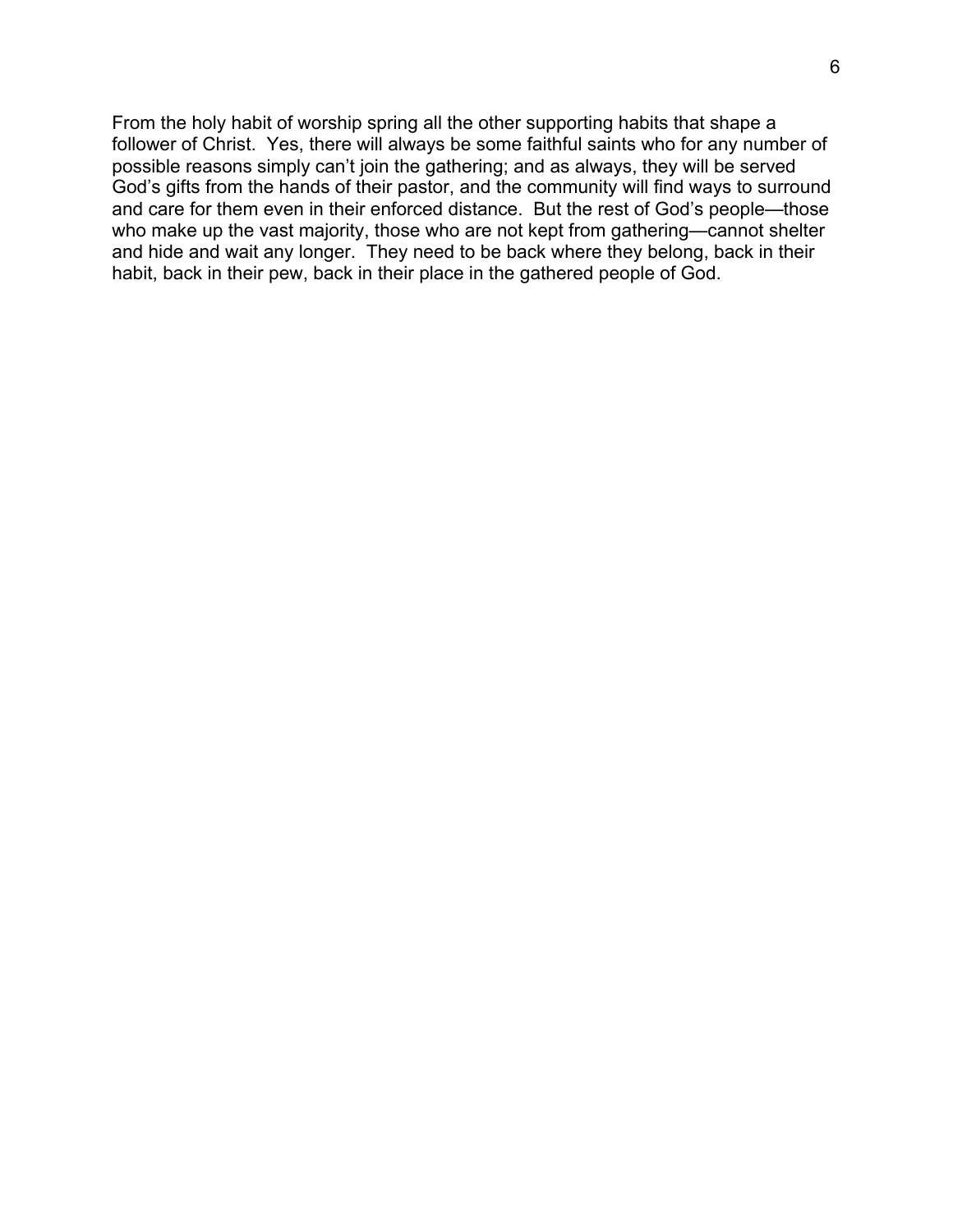From the holy habit of worship spring all the other supporting habits that shape a follower of Christ. Yes, there will always be some faithful saints who for any number of possible reasons simply can't join the gathering; and as always, they will be served God's gifts from the hands of their pastor, and the community will find ways to surround and care for them even in their enforced distance. But the rest of God's people—those who make up the vast majority, those who are not kept from gathering—cannot shelter and hide and wait any longer. They need to be back where they belong, back in their habit, back in their pew, back in their place in the gathered people of God.